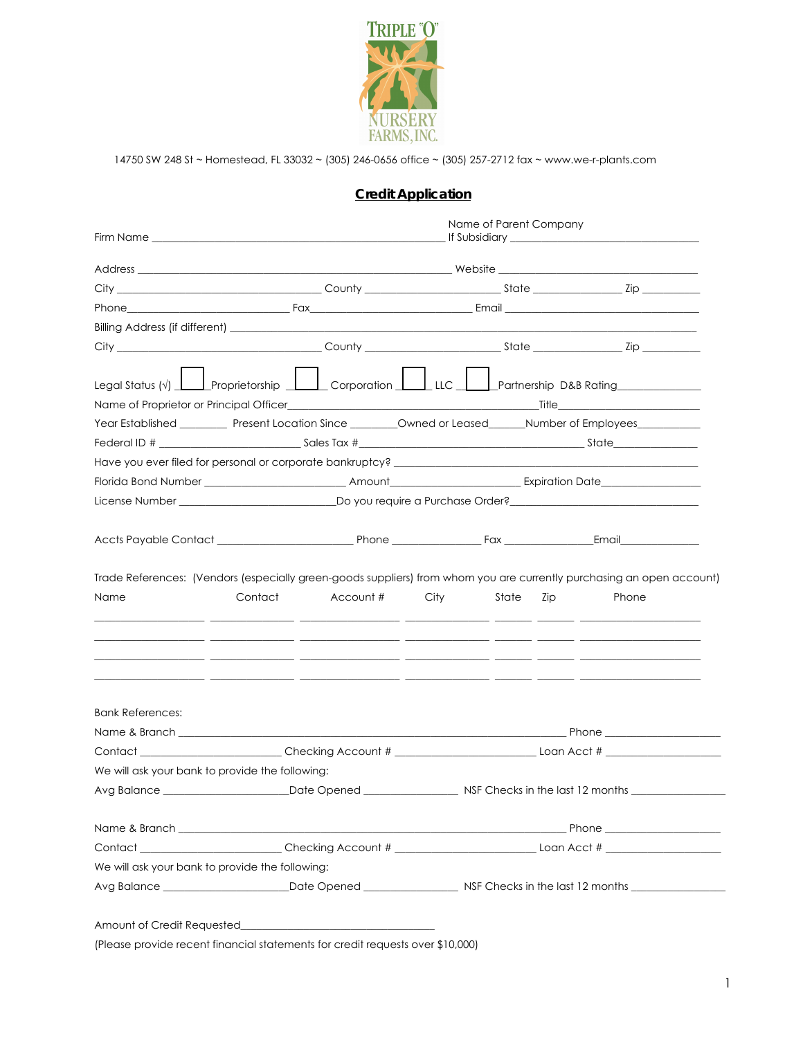TRIPLE "O" NURSERY FARMS, INC.

14750 SW 248 St ~ Homestead, FL 33032 ~ (305) 246-0656 office ~ (305) 257-2712 fax ~ www.we-r-plants.com

## Credit Application

Firm Name ______________________________ Name of Parent Company If Subsidiary ______________________________

Address ______________________________ Website ______________________________

City ____________________ County ____________________ State ____________ Zip __________

Phone____________________ Fax____________________ Email ______________________________

Billing Address (if different) ______________________________________________________

City ____________________ County ____________________ State ____________ Zip __________

Legal Status (√) ___ Proprietorship ___ Corporation ___ LLC ___ Partnership D&B Rating____________

Name of Proprietor or Principal Officer______________________________Title____________________

Year Established ________ Present Location Since ________Owned or Leased______Number of Employees__________

Federal ID # ____________________ Sales Tax #______________________________ State______________

Have you ever filed for personal or corporate bankruptcy? ______________________________

Florida Bond Number ____________________ Amount____________________ Expiration Date________________

License Number ____________________Do you require a Purchase Order?______________________________

Accts Payable Contact ____________________ Phone ______________ Fax ______________Email______________

Trade References: (Vendors (especially green-goods suppliers) from whom you are currently purchasing an open account)

| Name | Contact | Account # | City | State | Zip | Phone |
|---|---|---|---|---|---|---|
| | | | | | | |
| | | | | | | |
| | | | | | | |
| | | | | | | |

Bank References:

Name & Branch ______________________________________________________ Phone ____________________

Contact ____________________ Checking Account # ____________________ Loan Acct # ____________________

We will ask your bank to provide the following:

Avg Balance ____________________Date Opened ______________ NSF Checks in the last 12 months ______________

Name & Branch ______________________________________________________ Phone ____________________

Contact ____________________ Checking Account # ____________________ Loan Acct # ____________________

We will ask your bank to provide the following:

Avg Balance ____________________Date Opened ______________ NSF Checks in the last 12 months ______________

Amount of Credit Requested______________________________

(Please provide recent financial statements for credit requests over $10,000)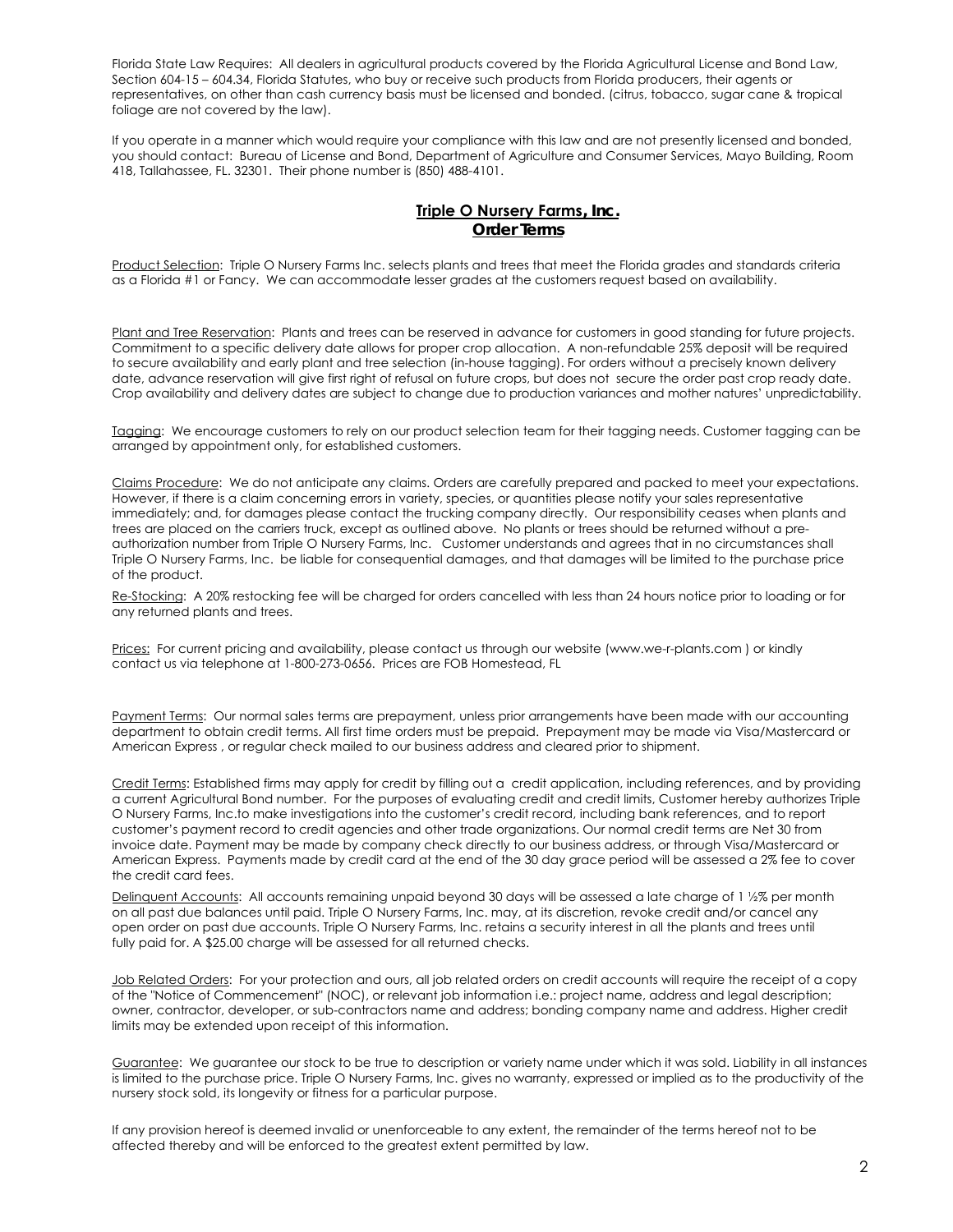Florida State Law Requires: All dealers in agricultural products covered by the Florida Agricultural License and Bond Law, Section 604-15 – 604.34, Florida Statutes, who buy or receive such products from Florida producers, their agents or representatives, on other than cash currency basis must be licensed and bonded. (citrus, tobacco, sugar cane & tropical foliage are not covered by the law).

If you operate in a manner which would require your compliance with this law and are not presently licensed and bonded, you should contact: Bureau of License and Bond, Department of Agriculture and Consumer Services, Mayo Building, Room 418, Tallahassee, FL. 32301. Their phone number is (850) 488-4101.

## Triple O Nursery Farms, Inc.
## Order Terms

Product Selection: Triple O Nursery Farms Inc. selects plants and trees that meet the Florida grades and standards criteria as a Florida #1 or Fancy. We can accommodate lesser grades at the customers request based on availability.

Plant and Tree Reservation: Plants and trees can be reserved in advance for customers in good standing for future projects. Commitment to a specific delivery date allows for proper crop allocation. A non-refundable 25% deposit will be required to secure availability and early plant and tree selection (in-house tagging). For orders without a precisely known delivery date, advance reservation will give first right of refusal on future crops, but does not secure the order past crop ready date. Crop availability and delivery dates are subject to change due to production variances and mother natures' unpredictability.

Tagging: We encourage customers to rely on our product selection team for their tagging needs. Customer tagging can be arranged by appointment only, for established customers.

Claims Procedure: We do not anticipate any claims. Orders are carefully prepared and packed to meet your expectations. However, if there is a claim concerning errors in variety, species, or quantities please notify your sales representative immediately; and, for damages please contact the trucking company directly. Our responsibility ceases when plants and trees are placed on the carriers truck, except as outlined above. No plants or trees should be returned without a pre-authorization number from Triple O Nursery Farms, Inc. Customer understands and agrees that in no circumstances shall Triple O Nursery Farms, Inc. be liable for consequential damages, and that damages will be limited to the purchase price of the product.

Re-Stocking: A 20% restocking fee will be charged for orders cancelled with less than 24 hours notice prior to loading or for any returned plants and trees.

Prices: For current pricing and availability, please contact us through our website (www.we-r-plants.com ) or kindly contact us via telephone at 1-800-273-0656. Prices are FOB Homestead, FL

Payment Terms: Our normal sales terms are prepayment, unless prior arrangements have been made with our accounting department to obtain credit terms. All first time orders must be prepaid. Prepayment may be made via Visa/Mastercard or American Express , or regular check mailed to our business address and cleared prior to shipment.

Credit Terms: Established firms may apply for credit by filling out a credit application, including references, and by providing a current Agricultural Bond number. For the purposes of evaluating credit and credit limits, Customer hereby authorizes Triple O Nursery Farms, Inc.to make investigations into the customer's credit record, including bank references, and to report customer's payment record to credit agencies and other trade organizations. Our normal credit terms are Net 30 from invoice date. Payment may be made by company check directly to our business address, or through Visa/Mastercard or American Express. Payments made by credit card at the end of the 30 day grace period will be assessed a 2% fee to cover the credit card fees.

Delinquent Accounts: All accounts remaining unpaid beyond 30 days will be assessed a late charge of 1 ½% per month on all past due balances until paid. Triple O Nursery Farms, Inc. may, at its discretion, revoke credit and/or cancel any open order on past due accounts. Triple O Nursery Farms, Inc. retains a security interest in all the plants and trees until fully paid for. A $25.00 charge will be assessed for all returned checks.

Job Related Orders: For your protection and ours, all job related orders on credit accounts will require the receipt of a copy of the "Notice of Commencement" (NOC), or relevant job information i.e.: project name, address and legal description; owner, contractor, developer, or sub-contractors name and address; bonding company name and address. Higher credit limits may be extended upon receipt of this information.

Guarantee: We guarantee our stock to be true to description or variety name under which it was sold. Liability in all instances is limited to the purchase price. Triple O Nursery Farms, Inc. gives no warranty, expressed or implied as to the productivity of the nursery stock sold, its longevity or fitness for a particular purpose.

If any provision hereof is deemed invalid or unenforceable to any extent, the remainder of the terms hereof not to be affected thereby and will be enforced to the greatest extent permitted by law.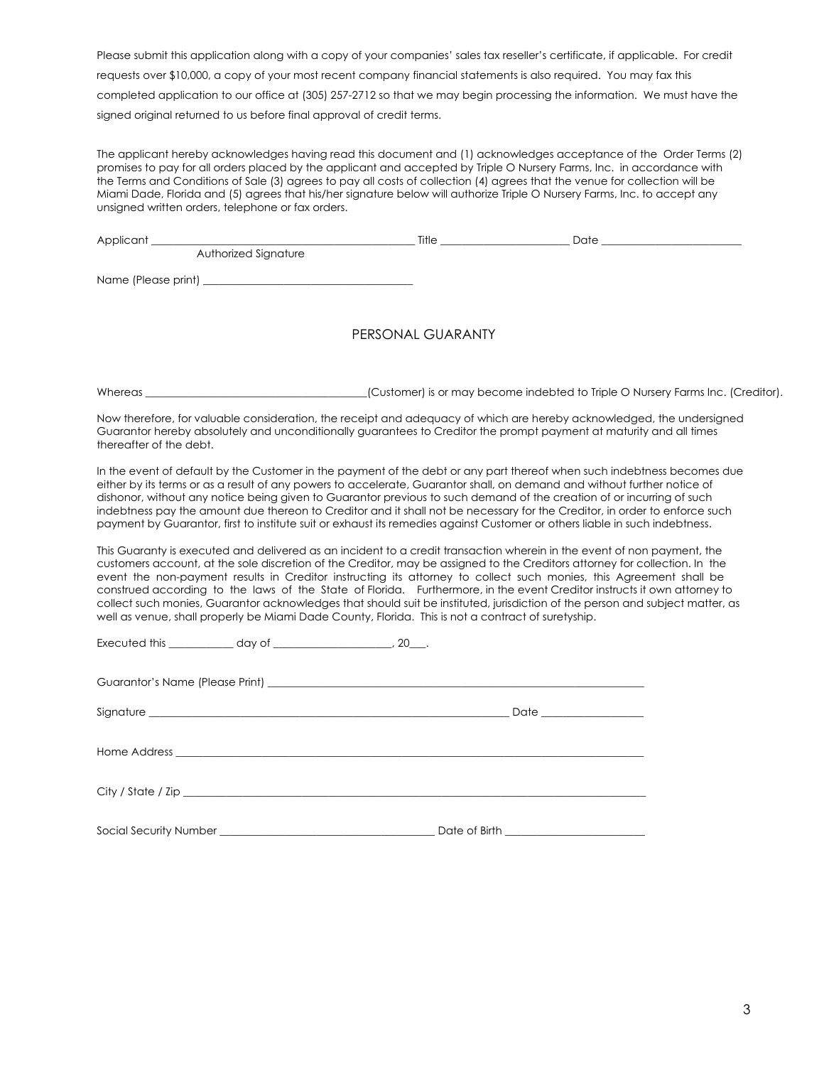Please submit this application along with a copy of your companies' sales tax reseller's certificate, if applicable. For credit requests over $10,000, a copy of your most recent company financial statements is also required. You may fax this completed application to our office at (305) 257-2712 so that we may begin processing the information. We must have the signed original returned to us before final approval of credit terms.

The applicant hereby acknowledges having read this document and (1) acknowledges acceptance of the Order Terms (2) promises to pay for all orders placed by the applicant and accepted by Triple O Nursery Farms, Inc. in accordance with the Terms and Conditions of Sale (3) agrees to pay all costs of collection (4) agrees that the venue for collection will be Miami Dade, Florida and (5) agrees that his/her signature below will authorize Triple O Nursery Farms, Inc. to accept any unsigned written orders, telephone or fax orders.

Applicant ______________________________________________ Title ______________________ Date ________________________
Authorized Signature

Name (Please print) ____________________________________

## PERSONAL GUARANTY

Whereas _____________________________________(Customer) is or may become indebted to Triple O Nursery Farms Inc. (Creditor).

Now therefore, for valuable consideration, the receipt and adequacy of which are hereby acknowledged, the undersigned Guarantor hereby absolutely and unconditionally guarantees to Creditor the prompt payment at maturity and all times thereafter of the debt.

In the event of default by the Customer in the payment of the debt or any part thereof when such indebtness becomes due either by its terms or as a result of any powers to accelerate, Guarantor shall, on demand and without further notice of dishonor, without any notice being given to Guarantor previous to such demand of the creation of or incurring of such indebtness pay the amount due thereon to Creditor and it shall not be necessary for the Creditor, in order to enforce such payment by Guarantor, first to institute suit or exhaust its remedies against Customer or others liable in such indebtness.

This Guaranty is executed and delivered as an incident to a credit transaction wherein in the event of non payment, the customers account, at the sole discretion of the Creditor, may be assigned to the Creditors attorney for collection. In the event the non-payment results in Creditor instructing its attorney to collect such monies, this Agreement shall be construed according to the laws of the State of Florida. Furthermore, in the event Creditor instructs it own attorney to collect such monies, Guarantor acknowledges that should suit be instituted, jurisdiction of the person and subject matter, as well as venue, shall properly be Miami Dade County, Florida. This is not a contract of suretyship.

Executed this ___________ day of ____________________, 20___.

Guarantor's Name (Please Print) ____________________________________________________________

Signature ____________________________________________________________ Date _________________

Home Address ________________________________________________________________________________

City / State / Zip ____________________________________________________________________________

Social Security Number ____________________________________ Date of Birth _______________________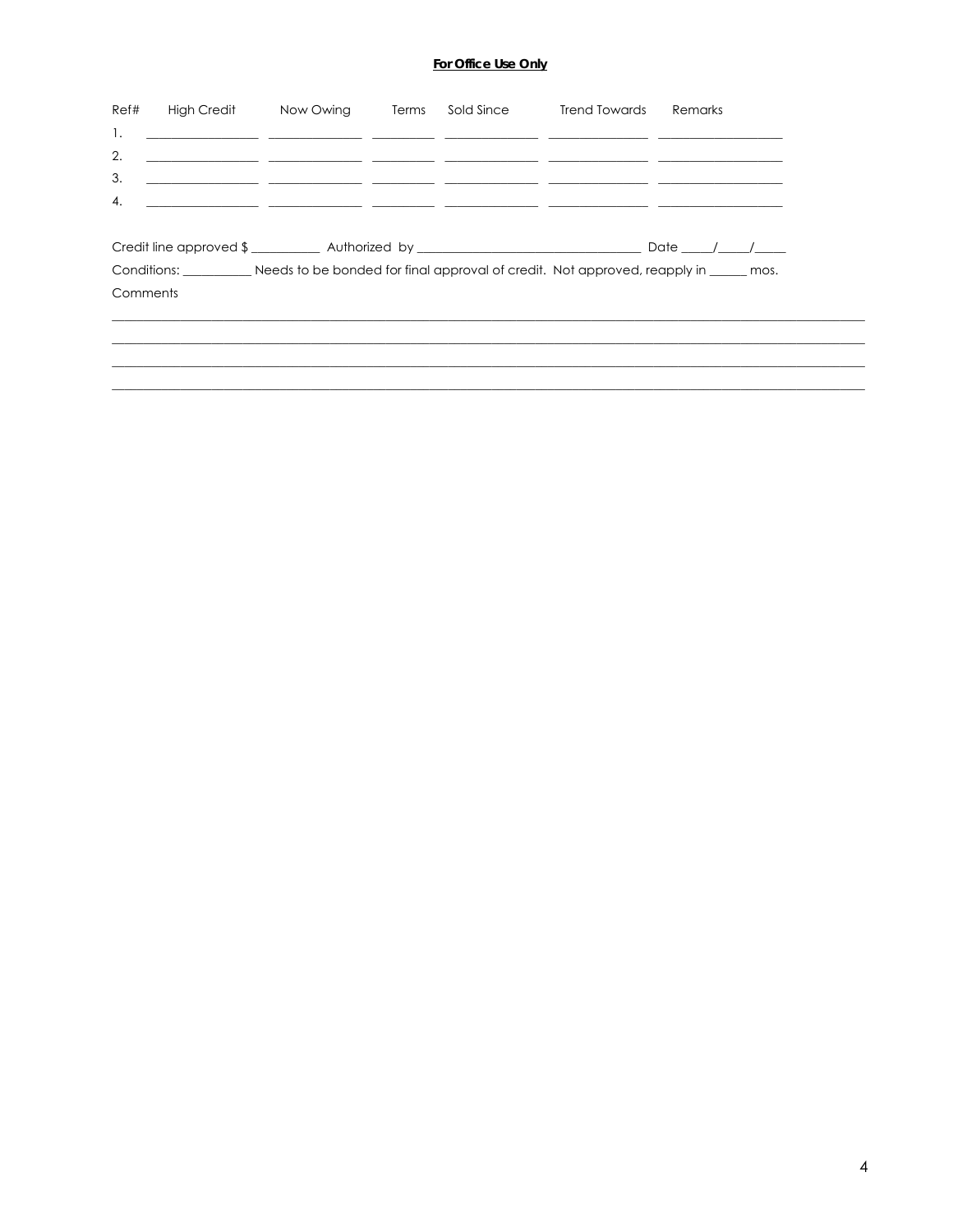**For Office Use Only**

| Ref# | High Credit | Now Owing | Terms | Sold Since | Trend Towards | Remarks |
|---|---|---|---|---|---|---|
| 1. | | | | | | |
| 2. | | | | | | |
| 3. | | | | | | |
| 4. | | | | | | |

Credit line approved $ __________ Authorized by ________________________________ Date _____/_____/_____

Conditions: __________ Needs to be bonded for final approval of credit. Not approved, reapply in ______ mos.

Comments

_______________________________________________________________________________________________

_______________________________________________________________________________________________

_______________________________________________________________________________________________

_______________________________________________________________________________________________